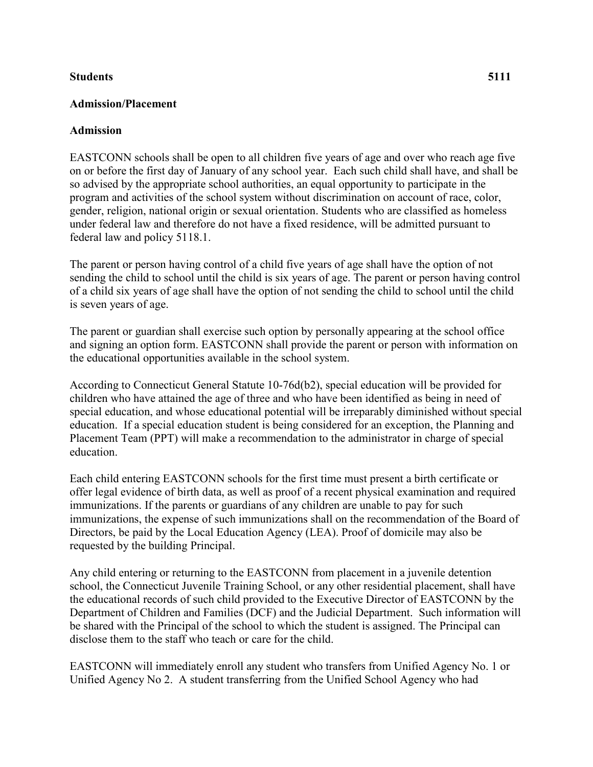**Students 5111**

**Admission/Placement**

**Admission**

EASTCONN schools shall be open to all children five years of age and over who reach age five on or before the first day of January of any school year. Each such child shall have, and shall be so advised by the appropriate school authorities, an equal opportunity to participate in the program and activities of the school system without discrimination on account of race, color, gender, religion, national origin or sexual orientation. Students who are classified as homeless under federal law and therefore do not have a fixed residence, will be admitted pursuant to federal law and policy 5118.1.

The parent or person having control of a child five years of age shall have the option of not sending the child to school until the child is six years of age. The parent or person having control of a child six years of age shall have the option of not sending the child to school until the child is seven years of age.

The parent or guardian shall exercise such option by personally appearing at the school office and signing an option form. EASTCONN shall provide the parent or person with information on the educational opportunities available in the school system.

According to Connecticut General Statute 10-76d(b2), special education will be provided for children who have attained the age of three and who have been identified as being in need of special education, and whose educational potential will be irreparably diminished without special education. If a special education student is being considered for an exception, the Planning and Placement Team (PPT) will make a recommendation to the administrator in charge of special education.

Each child entering EASTCONN schools for the first time must present a birth certificate or offer legal evidence of birth data, as well as proof of a recent physical examination and required immunizations. If the parents or guardians of any children are unable to pay for such immunizations, the expense of such immunizations shall on the recommendation of the Board of Directors, be paid by the Local Education Agency (LEA). Proof of domicile may also be requested by the building Principal.

Any child entering or returning to the EASTCONN from placement in a juvenile detention school, the Connecticut Juvenile Training School, or any other residential placement, shall have the educational records of such child provided to the Executive Director of EASTCONN by the Department of Children and Families (DCF) and the Judicial Department. Such information will be shared with the Principal of the school to which the student is assigned. The Principal can disclose them to the staff who teach or care for the child.

EASTCONN will immediately enroll any student who transfers from Unified Agency No. 1 or Unified Agency No 2. A student transferring from the Unified School Agency who had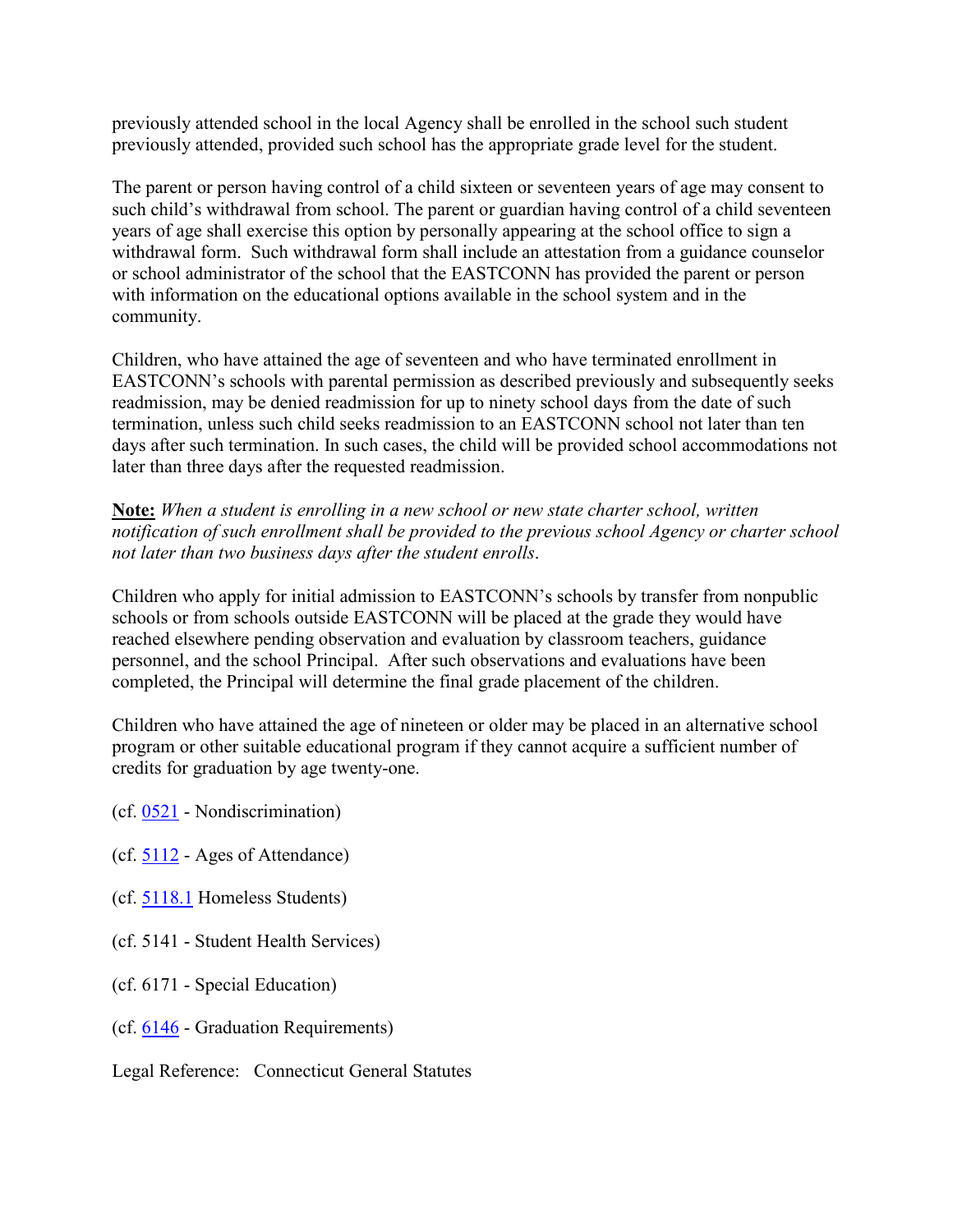previously attended school in the local Agency shall be enrolled in the school such student previously attended, provided such school has the appropriate grade level for the student.

The parent or person having control of a child sixteen or seventeen years of age may consent to such child's withdrawal from school. The parent or guardian having control of a child seventeen years of age shall exercise this option by personally appearing at the school office to sign a withdrawal form. Such withdrawal form shall include an attestation from a guidance counselor or school administrator of the school that the EASTCONN has provided the parent or person with information on the educational options available in the school system and in the community.

Children, who have attained the age of seventeen and who have terminated enrollment in EASTCONN's schools with parental permission as described previously and subsequently seeks readmission, may be denied readmission for up to ninety school days from the date of such termination, unless such child seeks readmission to an EASTCONN school not later than ten days after such termination. In such cases, the child will be provided school accommodations not later than three days after the requested readmission.

**<u>Note:</u>** *When a student is enrolling in a new school or new state charter school, written notification of such enrollment shall be provided to the previous school Agency or charter school not later than two business days after the student enrolls*.

Children who apply for initial admission to EASTCONN's schools by transfer from nonpublic schools or from schools outside EASTCONN will be placed at the grade they would have reached elsewhere pending observation and evaluation by classroom teachers, guidance personnel, and the school Principal. After such observations and evaluations have been completed, the Principal will determine the final grade placement of the children.

Children who have attained the age of nineteen or older may be placed in an alternative school program or other suitable educational program if they cannot acquire a sufficient number of credits for graduation by age twenty-one.

(cf. 0521 - Nondiscrimination)

(cf. 5112 - Ages of Attendance)

(cf. 5118.1 Homeless Students)

(cf. 5141 - Student Health Services)

(cf. 6171 - Special Education)

(cf. 6146 - Graduation Requirements)

Legal Reference: Connecticut General Statutes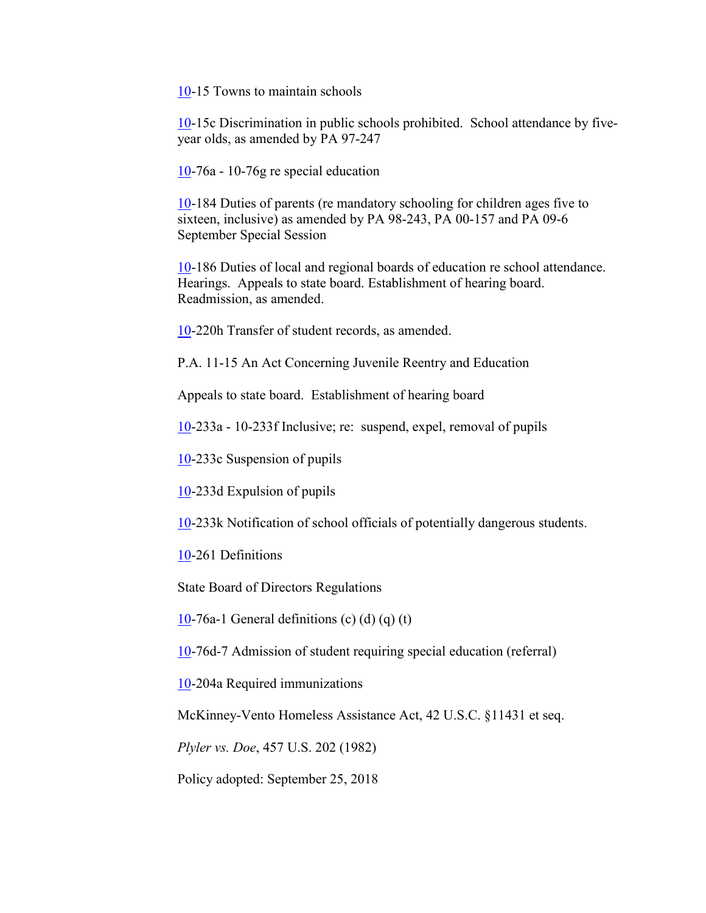10-15 Towns to maintain schools

10-15c Discrimination in public schools prohibited. School attendance by five-year olds, as amended by PA 97-247

10-76a - 10-76g re special education

10-184 Duties of parents (re mandatory schooling for children ages five to sixteen, inclusive) as amended by PA 98-243, PA 00-157 and PA 09-6 September Special Session

10-186 Duties of local and regional boards of education re school attendance. Hearings. Appeals to state board. Establishment of hearing board. Readmission, as amended.

10-220h Transfer of student records, as amended.

P.A. 11-15 An Act Concerning Juvenile Reentry and Education

Appeals to state board. Establishment of hearing board

10-233a - 10-233f Inclusive; re: suspend, expel, removal of pupils

10-233c Suspension of pupils

10-233d Expulsion of pupils

10-233k Notification of school officials of potentially dangerous students.

10-261 Definitions

State Board of Directors Regulations

10-76a-1 General definitions (c) (d) (q) (t)

10-76d-7 Admission of student requiring special education (referral)

10-204a Required immunizations

McKinney-Vento Homeless Assistance Act, 42 U.S.C. §11431 et seq.

*Plyler vs. Doe*, 457 U.S. 202 (1982)

Policy adopted: September 25, 2018